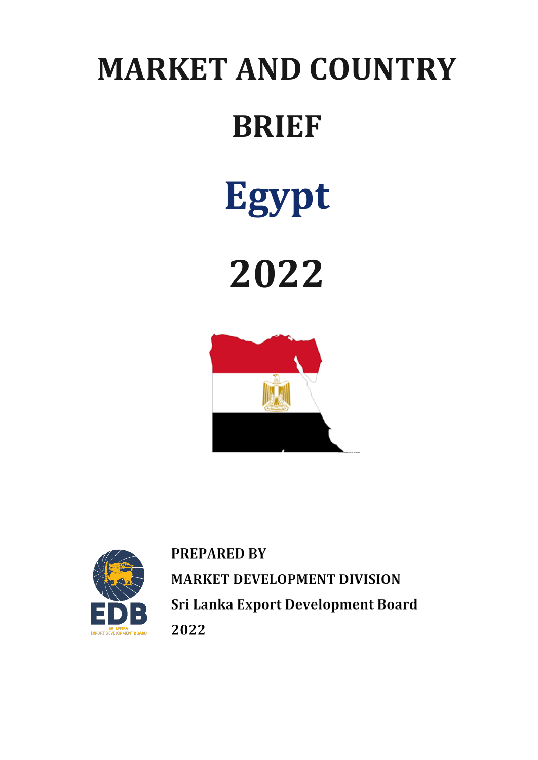# MARKET AND COUNTRY BRIEF

# Egypt

# 2022

**PREPARED BY**

**MARKET DEVELOPMENT DIVISION**

**Sri Lanka Export Development Board**

**2022**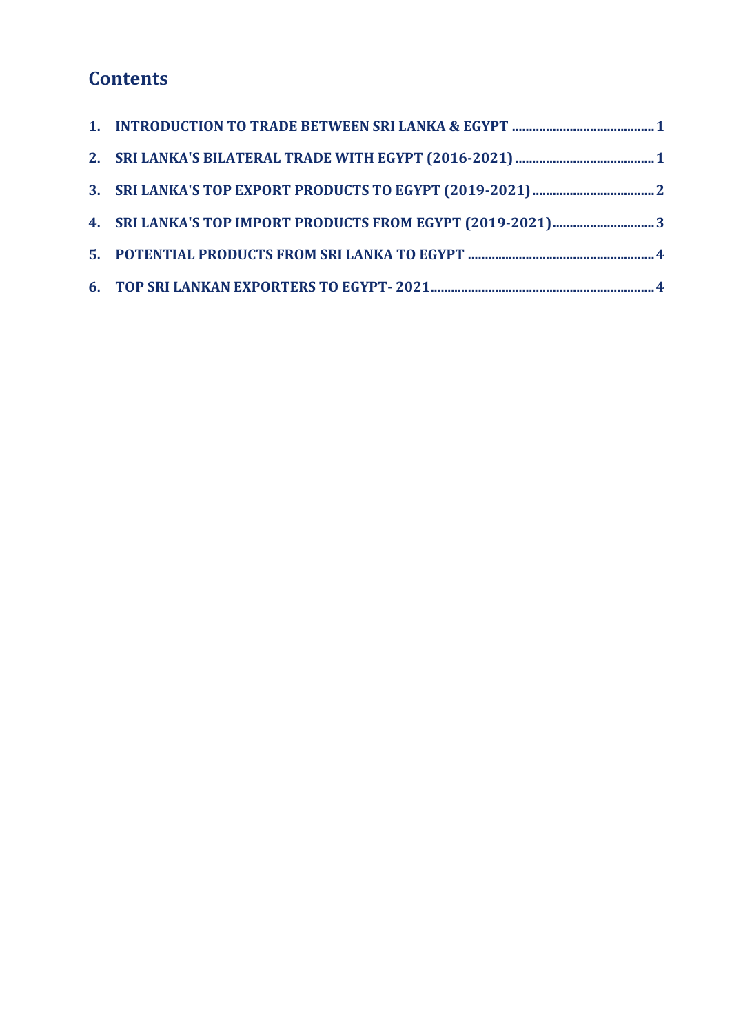# Contents

1. INTRODUCTION TO TRADE BETWEEN SRI LANKA & EGYPT ..........................................1
2. SRI LANKA'S BILATERAL TRADE WITH EGYPT (2016-2021) ........................................1
3. SRI LANKA'S TOP EXPORT PRODUCTS TO EGYPT (2019-2021)....................................2
4. SRI LANKA'S TOP IMPORT PRODUCTS FROM EGYPT (2019-2021)..............................3
5. POTENTIAL PRODUCTS FROM SRI LANKA TO EGYPT .......................................................4
6. TOP SRI LANKAN EXPORTERS TO EGYPT- 2021.................................................................4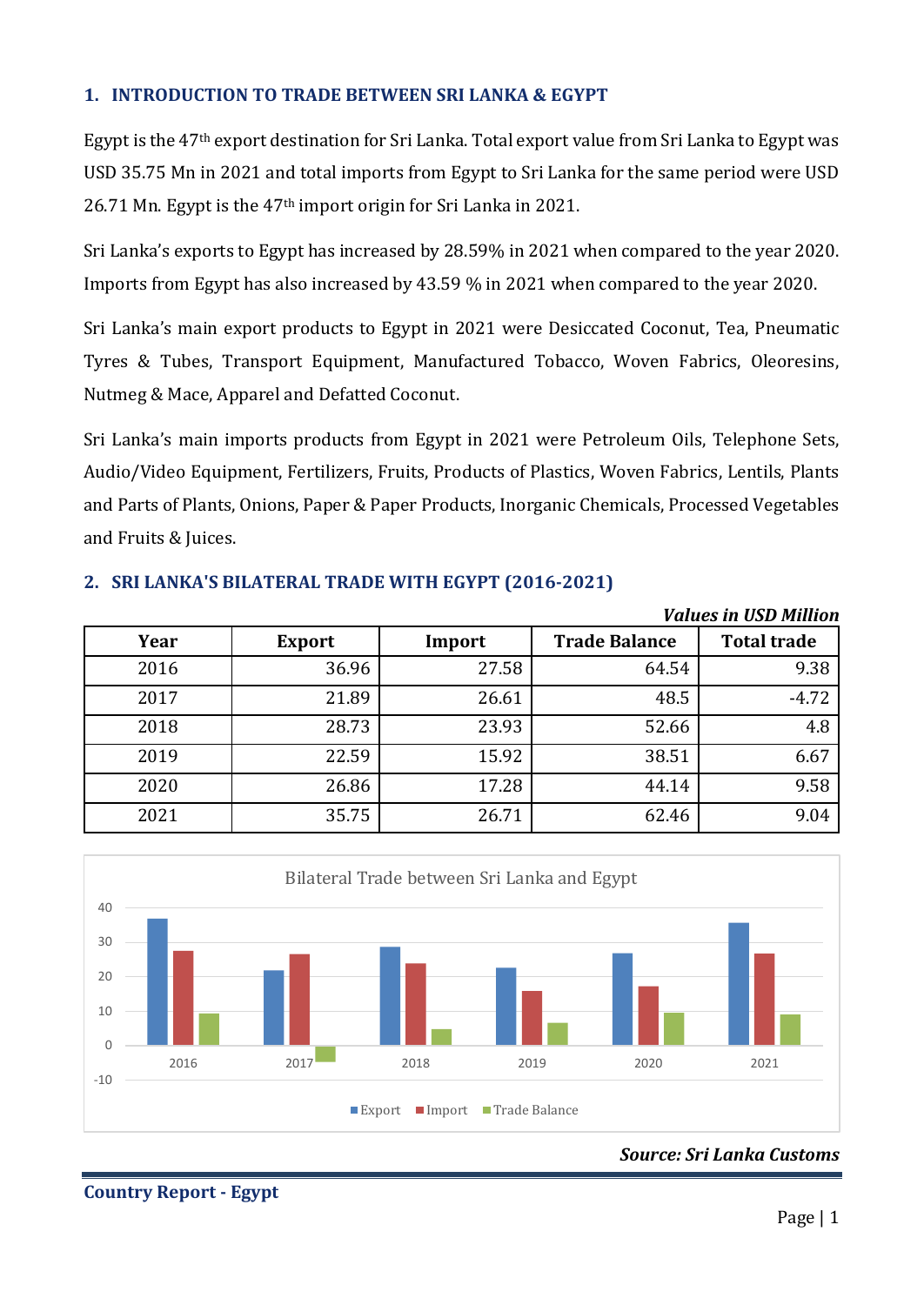## 1. INTRODUCTION TO TRADE BETWEEN SRI LANKA & EGYPT

Egypt is the 47th export destination for Sri Lanka. Total export value from Sri Lanka to Egypt was USD 35.75 Mn in 2021 and total imports from Egypt to Sri Lanka for the same period were USD 26.71 Mn. Egypt is the 47th import origin for Sri Lanka in 2021.

Sri Lanka's exports to Egypt has increased by 28.59% in 2021 when compared to the year 2020. Imports from Egypt has also increased by 43.59 % in 2021 when compared to the year 2020.

Sri Lanka's main export products to Egypt in 2021 were Desiccated Coconut, Tea, Pneumatic Tyres & Tubes, Transport Equipment, Manufactured Tobacco, Woven Fabrics, Oleoresins, Nutmeg & Mace, Apparel and Defatted Coconut.

Sri Lanka's main imports products from Egypt in 2021 were Petroleum Oils, Telephone Sets, Audio/Video Equipment, Fertilizers, Fruits, Products of Plastics, Woven Fabrics, Lentils, Plants and Parts of Plants, Onions, Paper & Paper Products, Inorganic Chemicals, Processed Vegetables and Fruits & Juices.

## 2. SRI LANKA'S BILATERAL TRADE WITH EGYPT (2016-2021)

***Values in USD Million***

| Year | Export | Import | Trade Balance | Total trade |
|---|---|---|---|---|
| 2016 | 36.96 | 27.58 | 64.54 | 9.38 |
| 2017 | 21.89 | 26.61 | 48.5 | -4.72 |
| 2018 | 28.73 | 23.93 | 52.66 | 4.8 |
| 2019 | 22.59 | 15.92 | 38.51 | 6.67 |
| 2020 | 26.86 | 17.28 | 44.14 | 9.58 |
| 2021 | 35.75 | 26.71 | 62.46 | 9.04 |

Bilateral Trade between Sri Lanka and Egypt

***Source: Sri Lanka Customs***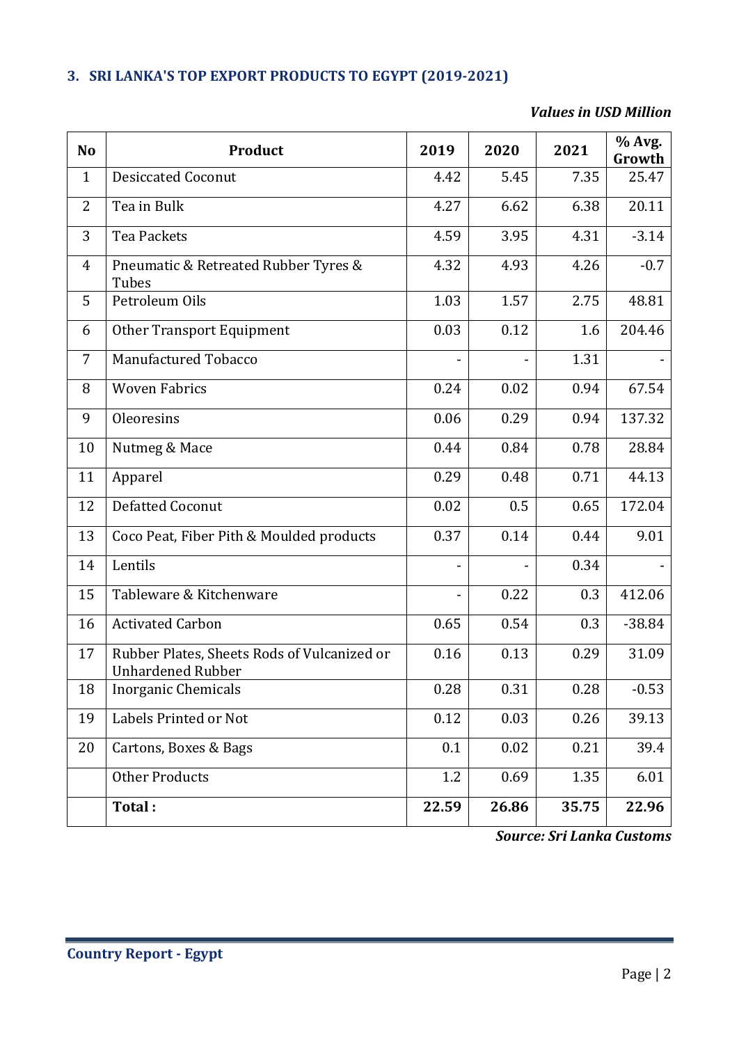### 3. SRI LANKA'S TOP EXPORT PRODUCTS TO EGYPT (2019-2021)

*Values in USD Million*

| No | Product | 2019 | 2020 | 2021 | % Avg. Growth |
|---|---|---|---|---|---|
| 1 | Desiccated Coconut | 4.42 | 5.45 | 7.35 | 25.47 |
| 2 | Tea in Bulk | 4.27 | 6.62 | 6.38 | 20.11 |
| 3 | Tea Packets | 4.59 | 3.95 | 4.31 | -3.14 |
| 4 | Pneumatic & Retreated Rubber Tyres & Tubes | 4.32 | 4.93 | 4.26 | -0.7 |
| 5 | Petroleum Oils | 1.03 | 1.57 | 2.75 | 48.81 |
| 6 | Other Transport Equipment | 0.03 | 0.12 | 1.6 | 204.46 |
| 7 | Manufactured Tobacco | - | - | 1.31 | - |
| 8 | Woven Fabrics | 0.24 | 0.02 | 0.94 | 67.54 |
| 9 | Oleoresins | 0.06 | 0.29 | 0.94 | 137.32 |
| 10 | Nutmeg & Mace | 0.44 | 0.84 | 0.78 | 28.84 |
| 11 | Apparel | 0.29 | 0.48 | 0.71 | 44.13 |
| 12 | Defatted Coconut | 0.02 | 0.5 | 0.65 | 172.04 |
| 13 | Coco Peat, Fiber Pith & Moulded products | 0.37 | 0.14 | 0.44 | 9.01 |
| 14 | Lentils | - | - | 0.34 | - |
| 15 | Tableware & Kitchenware | - | 0.22 | 0.3 | 412.06 |
| 16 | Activated Carbon | 0.65 | 0.54 | 0.3 | -38.84 |
| 17 | Rubber Plates, Sheets Rods of Vulcanized or Unhardened Rubber | 0.16 | 0.13 | 0.29 | 31.09 |
| 18 | Inorganic Chemicals | 0.28 | 0.31 | 0.28 | -0.53 |
| 19 | Labels Printed or Not | 0.12 | 0.03 | 0.26 | 39.13 |
| 20 | Cartons, Boxes & Bags | 0.1 | 0.02 | 0.21 | 39.4 |
| | Other Products | 1.2 | 0.69 | 1.35 | 6.01 |
| | **Total :** | **22.59** | **26.86** | **35.75** | **22.96** |

***Source: Sri Lanka Customs***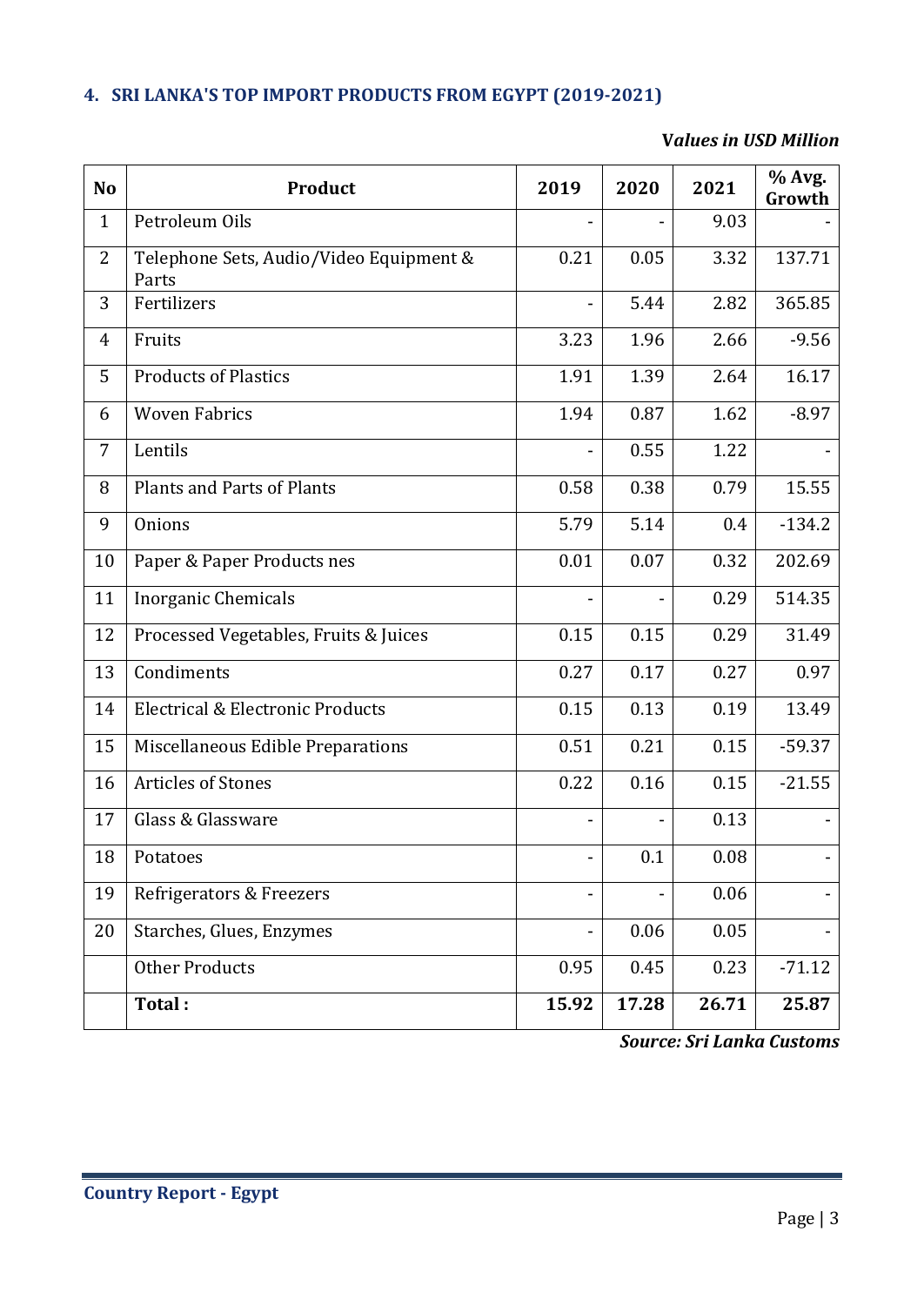## 4. SRI LANKA'S TOP IMPORT PRODUCTS FROM EGYPT (2019-2021)

***Values in USD Million***

| No | Product | 2019 | 2020 | 2021 | % Avg. Growth |
|---|---|---|---|---|---|
| 1 | Petroleum Oils | - | - | 9.03 | - |
| 2 | Telephone Sets, Audio/Video Equipment & Parts | 0.21 | 0.05 | 3.32 | 137.71 |
| 3 | Fertilizers | - | 5.44 | 2.82 | 365.85 |
| 4 | Fruits | 3.23 | 1.96 | 2.66 | -9.56 |
| 5 | Products of Plastics | 1.91 | 1.39 | 2.64 | 16.17 |
| 6 | Woven Fabrics | 1.94 | 0.87 | 1.62 | -8.97 |
| 7 | Lentils | - | 0.55 | 1.22 | - |
| 8 | Plants and Parts of Plants | 0.58 | 0.38 | 0.79 | 15.55 |
| 9 | Onions | 5.79 | 5.14 | 0.4 | -134.2 |
| 10 | Paper & Paper Products nes | 0.01 | 0.07 | 0.32 | 202.69 |
| 11 | Inorganic Chemicals | - | - | 0.29 | 514.35 |
| 12 | Processed Vegetables, Fruits & Juices | 0.15 | 0.15 | 0.29 | 31.49 |
| 13 | Condiments | 0.27 | 0.17 | 0.27 | 0.97 |
| 14 | Electrical & Electronic Products | 0.15 | 0.13 | 0.19 | 13.49 |
| 15 | Miscellaneous Edible Preparations | 0.51 | 0.21 | 0.15 | -59.37 |
| 16 | Articles of Stones | 0.22 | 0.16 | 0.15 | -21.55 |
| 17 | Glass & Glassware | - | - | 0.13 | - |
| 18 | Potatoes | - | 0.1 | 0.08 | - |
| 19 | Refrigerators & Freezers | - | - | 0.06 | - |
| 20 | Starches, Glues, Enzymes | - | 0.06 | 0.05 | - |
| | Other Products | 0.95 | 0.45 | 0.23 | -71.12 |
| | **Total :** | **15.92** | **17.28** | **26.71** | **25.87** |

***Source: Sri Lanka Customs***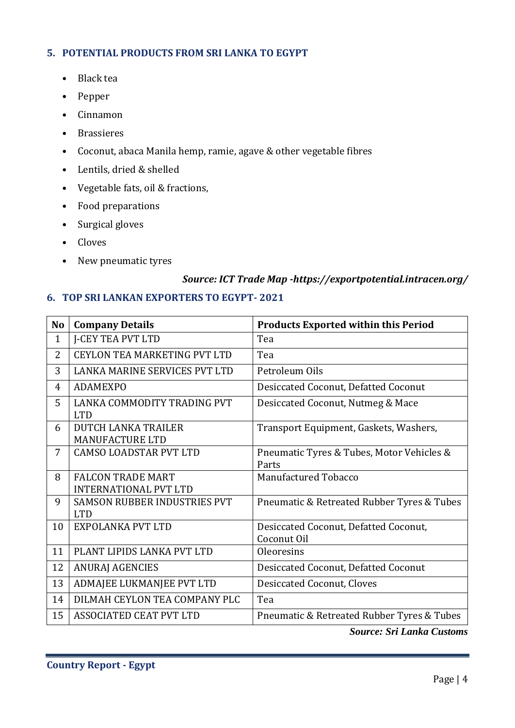## 5. POTENTIAL PRODUCTS FROM SRI LANKA TO EGYPT

- Black tea
- Pepper
- Cinnamon
- Brassieres
- Coconut, abaca Manila hemp, ramie, agave & other vegetable fibres
- Lentils, dried & shelled
- Vegetable fats, oil & fractions,
- Food preparations
- Surgical gloves
- Cloves
- New pneumatic tyres

***Source: ICT Trade Map -https://exportpotential.intracen.org/***

## 6. TOP SRI LANKAN EXPORTERS TO EGYPT- 2021

| No | Company Details | Products Exported within this Period |
|---|---|---|
| 1 | J-CEY TEA PVT LTD | Tea |
| 2 | CEYLON TEA MARKETING PVT LTD | Tea |
| 3 | LANKA MARINE SERVICES PVT LTD | Petroleum Oils |
| 4 | ADAMEXPO | Desiccated Coconut, Defatted Coconut |
| 5 | LANKA COMMODITY TRADING PVT LTD | Desiccated Coconut, Nutmeg & Mace |
| 6 | DUTCH LANKA TRAILER MANUFACTURE LTD | Transport Equipment, Gaskets, Washers, |
| 7 | CAMSO LOADSTAR PVT LTD | Pneumatic Tyres & Tubes, Motor Vehicles & Parts |
| 8 | FALCON TRADE MART INTERNATIONAL PVT LTD | Manufactured Tobacco |
| 9 | SAMSON RUBBER INDUSTRIES PVT LTD | Pneumatic & Retreated Rubber Tyres & Tubes |
| 10 | EXPOLANKA PVT LTD | Desiccated Coconut, Defatted Coconut, Coconut Oil |
| 11 | PLANT LIPIDS LANKA PVT LTD | Oleoresins |
| 12 | ANURAJ AGENCIES | Desiccated Coconut, Defatted Coconut |
| 13 | ADMAJEE LUKMANJEE PVT LTD | Desiccated Coconut, Cloves |
| 14 | DILMAH CEYLON TEA COMPANY PLC | Tea |
| 15 | ASSOCIATED CEAT PVT LTD | Pneumatic & Retreated Rubber Tyres & Tubes |

***Source: Sri Lanka Customs***